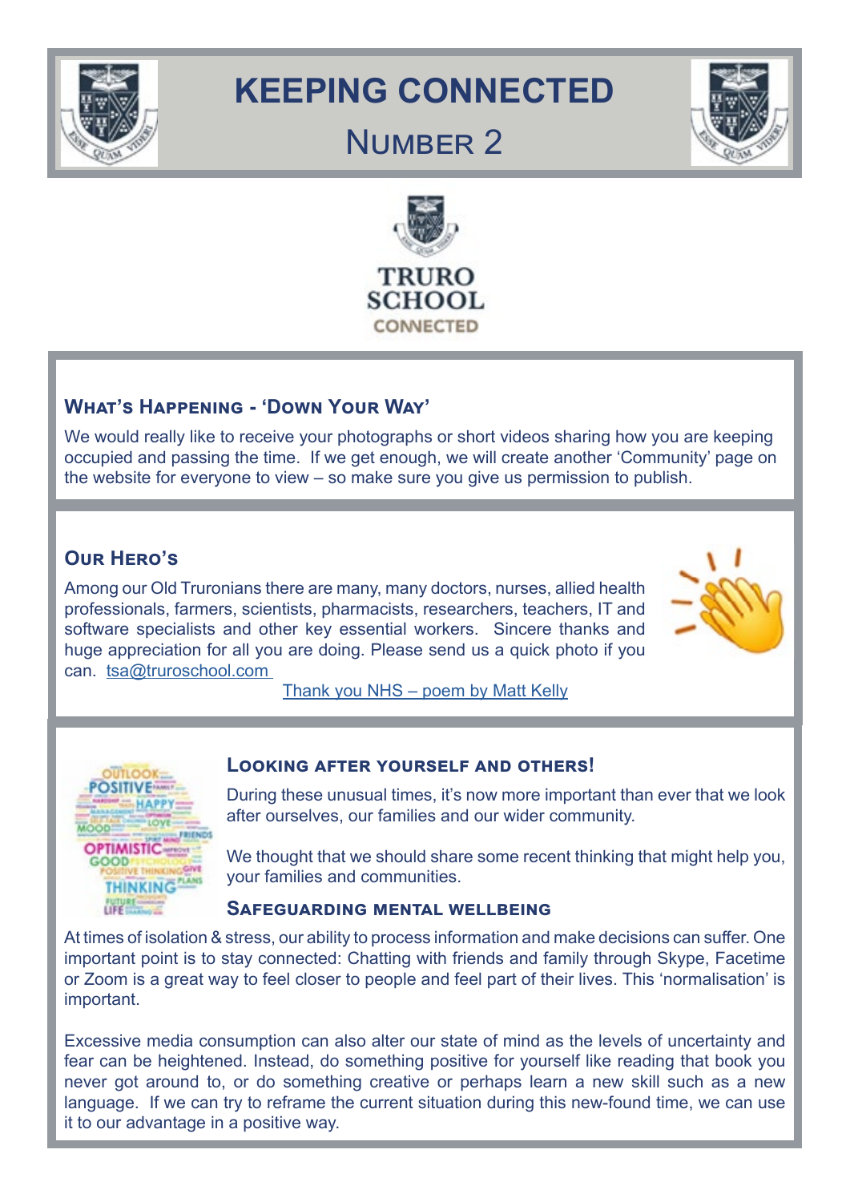# KEEPING CONNECTED

## Number 2

TRURO SCHOOL CONNECTED

### What's Happening - 'Down Your Way'

We would really like to receive your photographs or short videos sharing how you are keeping occupied and passing the time. If we get enough, we will create another 'Community' page on the website for everyone to view – so make sure you give us permission to publish.

### Our Hero's

Among our Old Truronians there are many, many doctors, nurses, allied health professionals, farmers, scientists, pharmacists, researchers, teachers, IT and software specialists and other key essential workers. Sincere thanks and huge appreciation for all you are doing. Please send us a quick photo if you can. tsa@truroschool.com

Thank you NHS – poem by Matt Kelly

### Looking after yourself and others!

During these unusual times, it's now more important than ever that we look after ourselves, our families and our wider community.

We thought that we should share some recent thinking that might help you, your families and communities.

### Safeguarding mental wellbeing

At times of isolation & stress, our ability to process information and make decisions can suffer. One important point is to stay connected: Chatting with friends and family through Skype, Facetime or Zoom is a great way to feel closer to people and feel part of their lives. This 'normalisation' is important.

Excessive media consumption can also alter our state of mind as the levels of uncertainty and fear can be heightened. Instead, do something positive for yourself like reading that book you never got around to, or do something creative or perhaps learn a new skill such as a new language. If we can try to reframe the current situation during this new-found time, we can use it to our advantage in a positive way.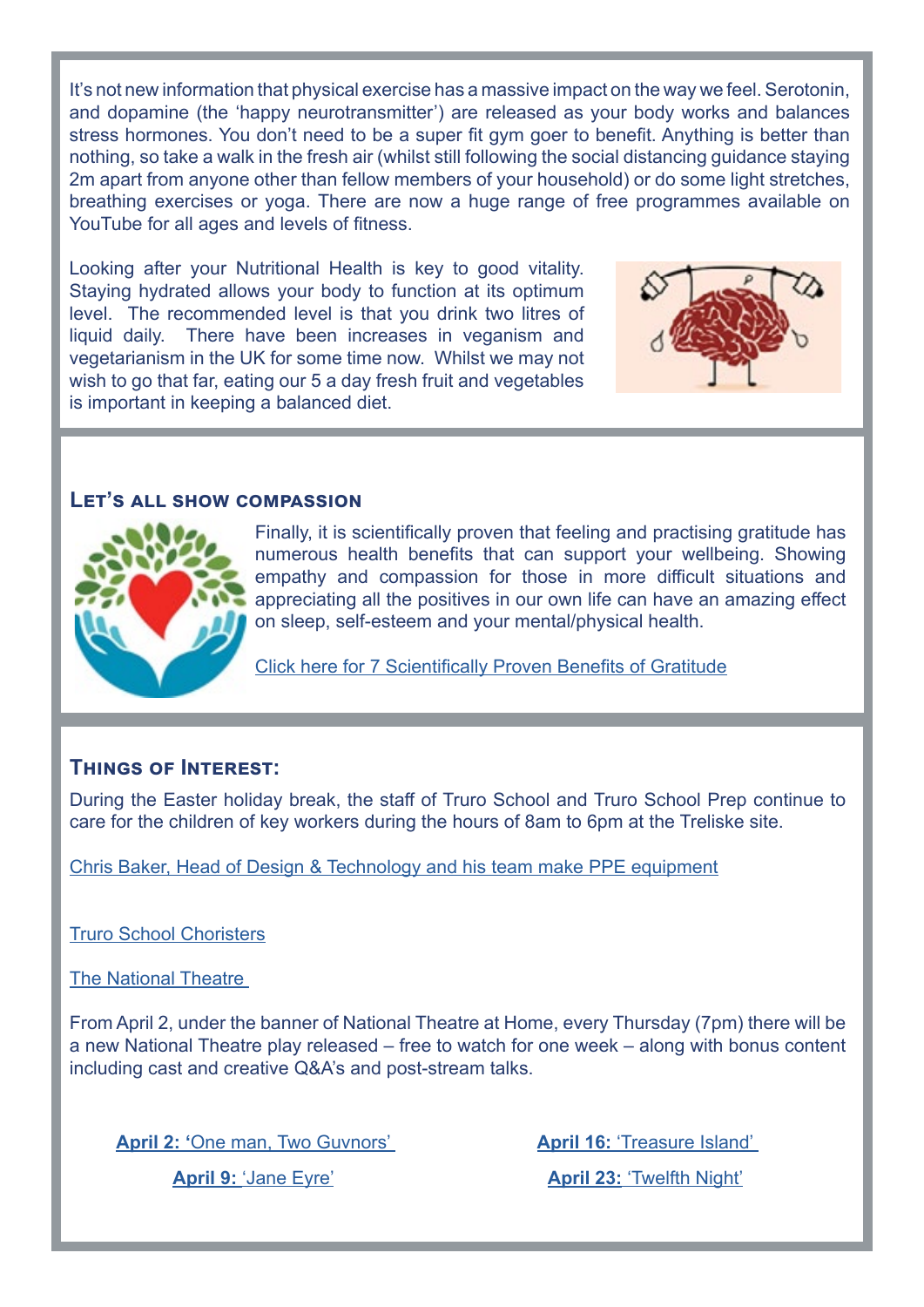It's not new information that physical exercise has a massive impact on the way we feel. Serotonin, and dopamine (the 'happy neurotransmitter') are released as your body works and balances stress hormones. You don't need to be a super fit gym goer to benefit. Anything is better than nothing, so take a walk in the fresh air (whilst still following the social distancing guidance staying 2m apart from anyone other than fellow members of your household) or do some light stretches, breathing exercises or yoga. There are now a huge range of free programmes available on YouTube for all ages and levels of fitness.

Looking after your Nutritional Health is key to good vitality. Staying hydrated allows your body to function at its optimum level. The recommended level is that you drink two litres of liquid daily. There have been increases in veganism and vegetarianism in the UK for some time now. Whilst we may not wish to go that far, eating our 5 a day fresh fruit and vegetables is important in keeping a balanced diet.

## Let's all show compassion

Finally, it is scientifically proven that feeling and practising gratitude has numerous health benefits that can support your wellbeing. Showing empathy and compassion for those in more difficult situations and appreciating all the positives in our own life can have an amazing effect on sleep, self-esteem and your mental/physical health.

Click here for 7 Scientifically Proven Benefits of Gratitude

## Things of Interest:

During the Easter holiday break, the staff of Truro School and Truro School Prep continue to care for the children of key workers during the hours of 8am to 6pm at the Treliske site.

Chris Baker, Head of Design & Technology and his team make PPE equipment

Truro School Choristers

The National Theatre

From April 2, under the banner of National Theatre at Home, every Thursday (7pm) there will be a new National Theatre play released – free to watch for one week – along with bonus content including cast and creative Q&A's and post-stream talks.

- **April 2:** 'One man, Two Guvnors'
- **April 9:** 'Jane Eyre'
- **April 16:** 'Treasure Island'
- **April 23:** 'Twelfth Night'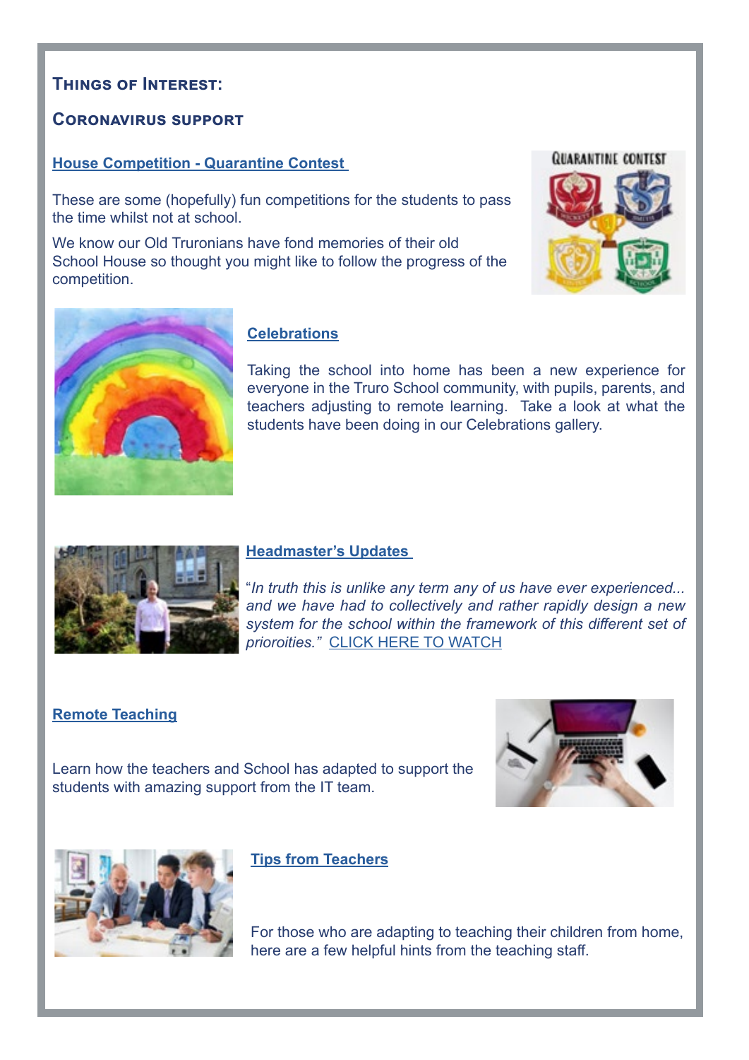## Things of Interest:

## Coronavirus support

### House Competition - Quarantine Contest

These are some (hopefully) fun competitions for the students to pass the time whilst not at school.

We know our Old Truronians have fond memories of their old School House so thought you might like to follow the progress of the competition.

### Celebrations

Taking the school into home has been a new experience for everyone in the Truro School community, with pupils, parents, and teachers adjusting to remote learning. Take a look at what the students have been doing in our Celebrations gallery.

### Headmaster's Updates

"*In truth this is unlike any term any of us have ever experienced... and we have had to collectively and rather rapidly design a new system for the school within the framework of this different set of prioroities.*" CLICK HERE TO WATCH

### Remote Teaching

Learn how the teachers and School has adapted to support the students with amazing support from the IT team.

### Tips from Teachers

For those who are adapting to teaching their children from home, here are a few helpful hints from the teaching staff.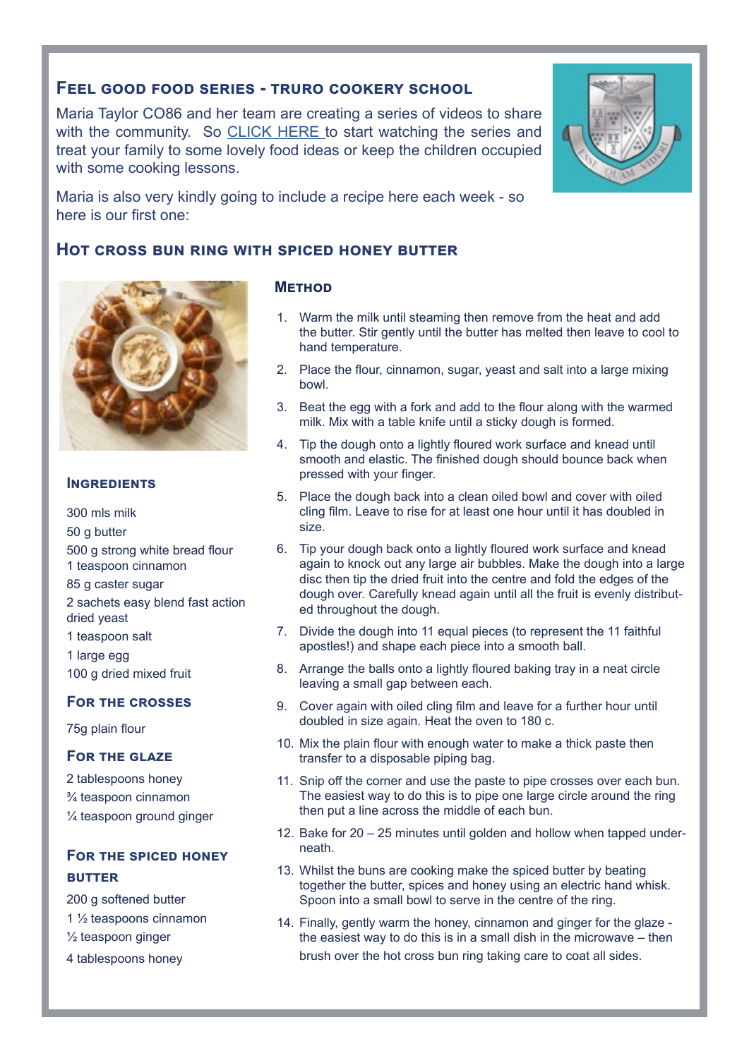## Feel good food series - Truro Cookery School

Maria Taylor CO86 and her team are creating a series of videos to share with the community. So CLICK HERE to start watching the series and treat your family to some lovely food ideas or keep the children occupied with some cooking lessons.

Maria is also very kindly going to include a recipe here each week - so here is our first one:

## Hot cross bun ring with spiced honey butter

### Ingredients

300 mls milk
50 g butter
500 g strong white bread flour
1 teaspoon cinnamon
85 g caster sugar
2 sachets easy blend fast action dried yeast
1 teaspoon salt
1 large egg
100 g dried mixed fruit

### For the crosses

75g plain flour

### For the glaze

2 tablespoons honey
¾ teaspoon cinnamon
¼ teaspoon ground ginger

### For the spiced honey butter

200 g softened butter
1 ½ teaspoons cinnamon
½ teaspoon ginger
4 tablespoons honey

### Method

1. Warm the milk until steaming then remove from the heat and add the butter. Stir gently until the butter has melted then leave to cool to hand temperature.
2. Place the flour, cinnamon, sugar, yeast and salt into a large mixing bowl.
3. Beat the egg with a fork and add to the flour along with the warmed milk. Mix with a table knife until a sticky dough is formed.
4. Tip the dough onto a lightly floured work surface and knead until smooth and elastic. The finished dough should bounce back when pressed with your finger.
5. Place the dough back into a clean oiled bowl and cover with oiled cling film. Leave to rise for at least one hour until it has doubled in size.
6. Tip your dough back onto a lightly floured work surface and knead again to knock out any large air bubbles. Make the dough into a large disc then tip the dried fruit into the centre and fold the edges of the dough over. Carefully knead again until all the fruit is evenly distributed throughout the dough.
7. Divide the dough into 11 equal pieces (to represent the 11 faithful apostles!) and shape each piece into a smooth ball.
8. Arrange the balls onto a lightly floured baking tray in a neat circle leaving a small gap between each.
9. Cover again with oiled cling film and leave for a further hour until doubled in size again. Heat the oven to 180 c.
10. Mix the plain flour with enough water to make a thick paste then transfer to a disposable piping bag.
11. Snip off the corner and use the paste to pipe crosses over each bun. The easiest way to do this is to pipe one large circle around the ring then put a line across the middle of each bun.
12. Bake for 20 – 25 minutes until golden and hollow when tapped underneath.
13. Whilst the buns are cooking make the spiced butter by beating together the butter, spices and honey using an electric hand whisk. Spoon into a small bowl to serve in the centre of the ring.
14. Finally, gently warm the honey, cinnamon and ginger for the glaze - the easiest way to do this is in a small dish in the microwave – then brush over the hot cross bun ring taking care to coat all sides.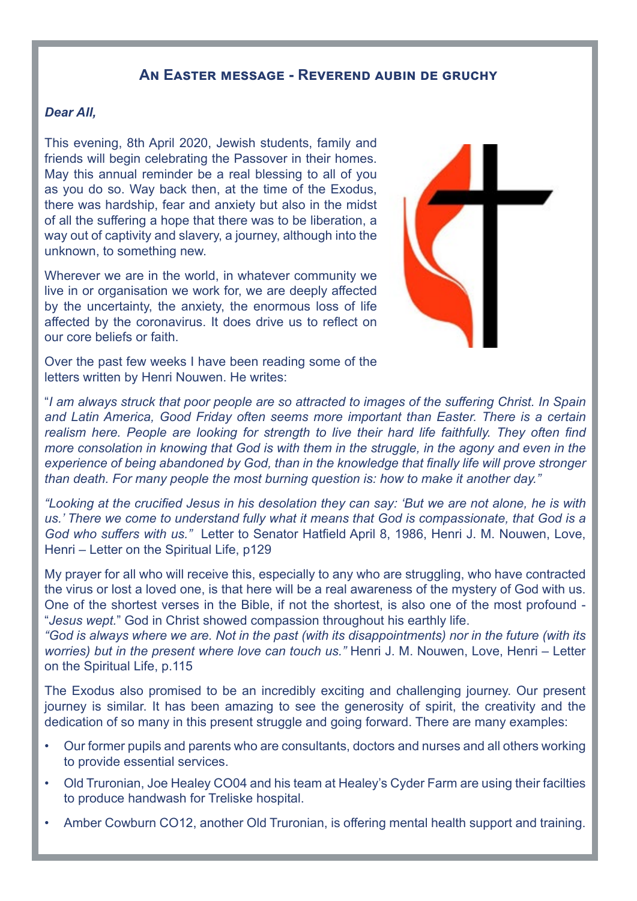## An Easter message - Reverend aubin de gruchy

***Dear All,***

This evening, 8th April 2020, Jewish students, family and friends will begin celebrating the Passover in their homes. May this annual reminder be a real blessing to all of you as you do so. Way back then, at the time of the Exodus, there was hardship, fear and anxiety but also in the midst of all the suffering a hope that there was to be liberation, a way out of captivity and slavery, a journey, although into the unknown, to something new.

Wherever we are in the world, in whatever community we live in or organisation we work for, we are deeply affected by the uncertainty, the anxiety, the enormous loss of life affected by the coronavirus. It does drive us to reflect on our core beliefs or faith.

Over the past few weeks I have been reading some of the letters written by Henri Nouwen. He writes:

"*I am always struck that poor people are so attracted to images of the suffering Christ. In Spain and Latin America, Good Friday often seems more important than Easter. There is a certain realism here. People are looking for strength to live their hard life faithfully. They often find more consolation in knowing that God is with them in the struggle, in the agony and even in the experience of being abandoned by God, than in the knowledge that finally life will prove stronger than death. For many people the most burning question is: how to make it another day."*

*"Looking at the crucified Jesus in his desolation they can say: 'But we are not alone, he is with us.' There we come to understand fully what it means that God is compassionate, that God is a God who suffers with us."* Letter to Senator Hatfield April 8, 1986, Henri J. M. Nouwen, Love, Henri – Letter on the Spiritual Life, p129

My prayer for all who will receive this, especially to any who are struggling, who have contracted the virus or lost a loved one, is that here will be a real awareness of the mystery of God with us. One of the shortest verses in the Bible, if not the shortest, is also one of the most profound - "*Jesus wept.*" God in Christ showed compassion throughout his earthly life.

*"God is always where we are. Not in the past (with its disappointments) nor in the future (with its worries) but in the present where love can touch us."* Henri J. M. Nouwen, Love, Henri – Letter on the Spiritual Life, p.115

The Exodus also promised to be an incredibly exciting and challenging journey. Our present journey is similar. It has been amazing to see the generosity of spirit, the creativity and the dedication of so many in this present struggle and going forward. There are many examples:

- Our former pupils and parents who are consultants, doctors and nurses and all others working to provide essential services.
- Old Truronian, Joe Healey CO04 and his team at Healey's Cyder Farm are using their facilties to produce handwash for Treliske hospital.
- Amber Cowburn CO12, another Old Truronian, is offering mental health support and training.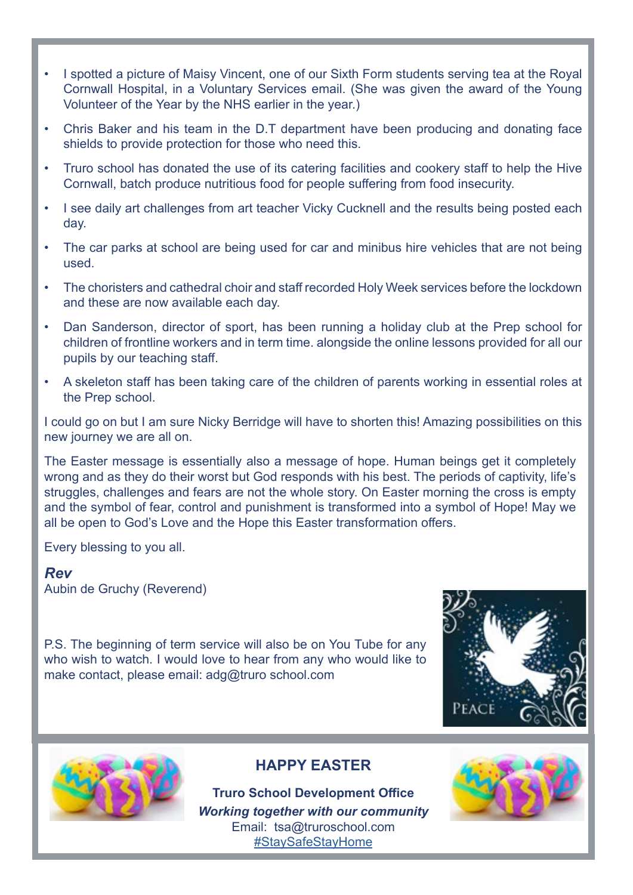- I spotted a picture of Maisy Vincent, one of our Sixth Form students serving tea at the Royal Cornwall Hospital, in a Voluntary Services email. (She was given the award of the Young Volunteer of the Year by the NHS earlier in the year.)
- Chris Baker and his team in the D.T department have been producing and donating face shields to provide protection for those who need this.
- Truro school has donated the use of its catering facilities and cookery staff to help the Hive Cornwall, batch produce nutritious food for people suffering from food insecurity.
- I see daily art challenges from art teacher Vicky Cucknell and the results being posted each day.
- The car parks at school are being used for car and minibus hire vehicles that are not being used.
- The choristers and cathedral choir and staff recorded Holy Week services before the lockdown and these are now available each day.
- Dan Sanderson, director of sport, has been running a holiday club at the Prep school for children of frontline workers and in term time. alongside the online lessons provided for all our pupils by our teaching staff.
- A skeleton staff has been taking care of the children of parents working in essential roles at the Prep school.

I could go on but I am sure Nicky Berridge will have to shorten this! Amazing possibilities on this new journey we are all on.

The Easter message is essentially also a message of hope. Human beings get it completely wrong and as they do their worst but God responds with his best. The periods of captivity, life's struggles, challenges and fears are not the whole story. On Easter morning the cross is empty and the symbol of fear, control and punishment is transformed into a symbol of Hope! May we all be open to God's Love and the Hope this Easter transformation offers.

Every blessing to you all.

***Rev***
Aubin de Gruchy (Reverend)

P.S. The beginning of term service will also be on You Tube for any who wish to watch. I would love to hear from any who would like to make contact, please email: adg@truro school.com

PEACE

## HAPPY EASTER

**Truro School Development Office**
***Working together with our community***
Email: tsa@truroschool.com
#StaySafeStayHome